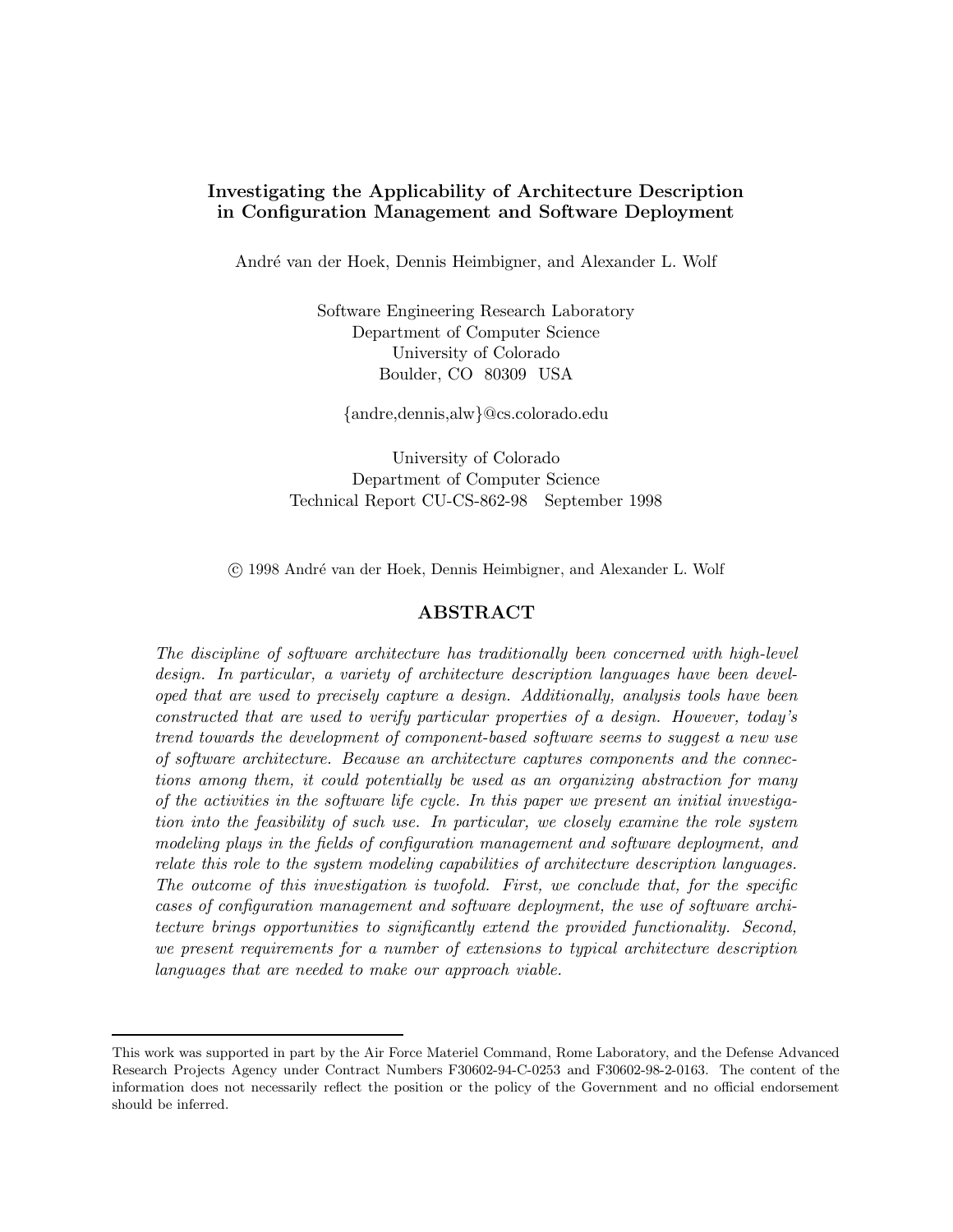# Investigating the Applicability of Architecture Description in Configuration Management and Software Deployment

André van der Hoek, Dennis Heimbigner, and Alexander L. Wolf

Software Engineering Research Laboratory
Department of Computer Science
University of Colorado
Boulder, CO 80309 USA

{andre,dennis,alw}@cs.colorado.edu

University of Colorado
Department of Computer Science
Technical Report CU-CS-862-98 September 1998

© 1998 André van der Hoek, Dennis Heimbigner, and Alexander L. Wolf

## ABSTRACT

*The discipline of software architecture has traditionally been concerned with high-level design. In particular, a variety of architecture description languages have been developed that are used to precisely capture a design. Additionally, analysis tools have been constructed that are used to verify particular properties of a design. However, today's trend towards the development of component-based software seems to suggest a new use of software architecture. Because an architecture captures components and the connections among them, it could potentially be used as an organizing abstraction for many of the activities in the software life cycle. In this paper we present an initial investigation into the feasibility of such use. In particular, we closely examine the role system modeling plays in the fields of configuration management and software deployment, and relate this role to the system modeling capabilities of architecture description languages. The outcome of this investigation is twofold. First, we conclude that, for the specific cases of configuration management and software deployment, the use of software architecture brings opportunities to significantly extend the provided functionality. Second, we present requirements for a number of extensions to typical architecture description languages that are needed to make our approach viable.*

---

This work was supported in part by the Air Force Materiel Command, Rome Laboratory, and the Defense Advanced Research Projects Agency under Contract Numbers F30602-94-C-0253 and F30602-98-2-0163. The content of the information does not necessarily reflect the position or the policy of the Government and no official endorsement should be inferred.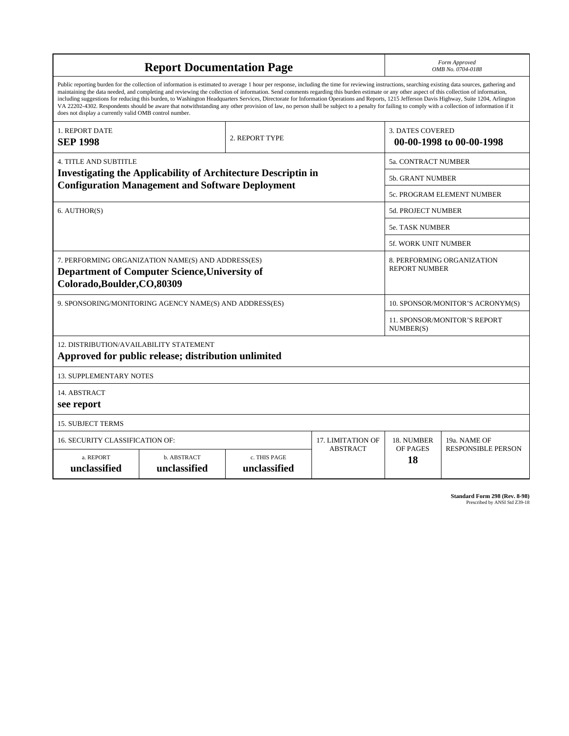# Report Documentation Page

*Form Approved*
*OMB No. 0704-0188*

Public reporting burden for the collection of information is estimated to average 1 hour per response, including the time for reviewing instructions, searching existing data sources, gathering and maintaining the data needed, and completing and reviewing the collection of information. Send comments regarding this burden estimate or any other aspect of this collection of information, including suggestions for reducing this burden, to Washington Headquarters Services, Directorate for Information Operations and Reports, 1215 Jefferson Davis Highway, Suite 1204, Arlington VA 22202-4302. Respondents should be aware that notwithstanding any other provision of law, no person shall be subject to a penalty for failing to comply with a collection of information if it does not display a currently valid OMB control number.

| 1. REPORT DATE | 2. REPORT TYPE | 3. DATES COVERED |
|---|---|---|
| **SEP 1998** | | **00-00-1998 to 00-00-1998** |

| 4. TITLE AND SUBTITLE | |
|---|---|
| **Investigating the Applicability of Architecture Descriptin in Configuration Management and Software Deployment** | 5a. CONTRACT NUMBER |
| | 5b. GRANT NUMBER |
| | 5c. PROGRAM ELEMENT NUMBER |
| 6. AUTHOR(S) | 5d. PROJECT NUMBER |
| | 5e. TASK NUMBER |
| | 5f. WORK UNIT NUMBER |
| 7. PERFORMING ORGANIZATION NAME(S) AND ADDRESS(ES) **Department of Computer Science,University of Colorado,Boulder,CO,80309** | 8. PERFORMING ORGANIZATION REPORT NUMBER |
| 9. SPONSORING/MONITORING AGENCY NAME(S) AND ADDRESS(ES) | 10. SPONSOR/MONITOR'S ACRONYM(S) |
| | 11. SPONSOR/MONITOR'S REPORT NUMBER(S) |

12. DISTRIBUTION/AVAILABILITY STATEMENT
**Approved for public release; distribution unlimited**

13. SUPPLEMENTARY NOTES

14. ABSTRACT
**see report**

15. SUBJECT TERMS

| 16. SECURITY CLASSIFICATION OF: | | | 17. LIMITATION OF ABSTRACT | 18. NUMBER OF PAGES | 19a. NAME OF RESPONSIBLE PERSON |
|---|---|---|---|---|---|
| a. REPORT **unclassified** | b. ABSTRACT **unclassified** | c. THIS PAGE **unclassified** | | **18** | |

**Standard Form 298 (Rev. 8-98)**
Prescribed by ANSI Std Z39-18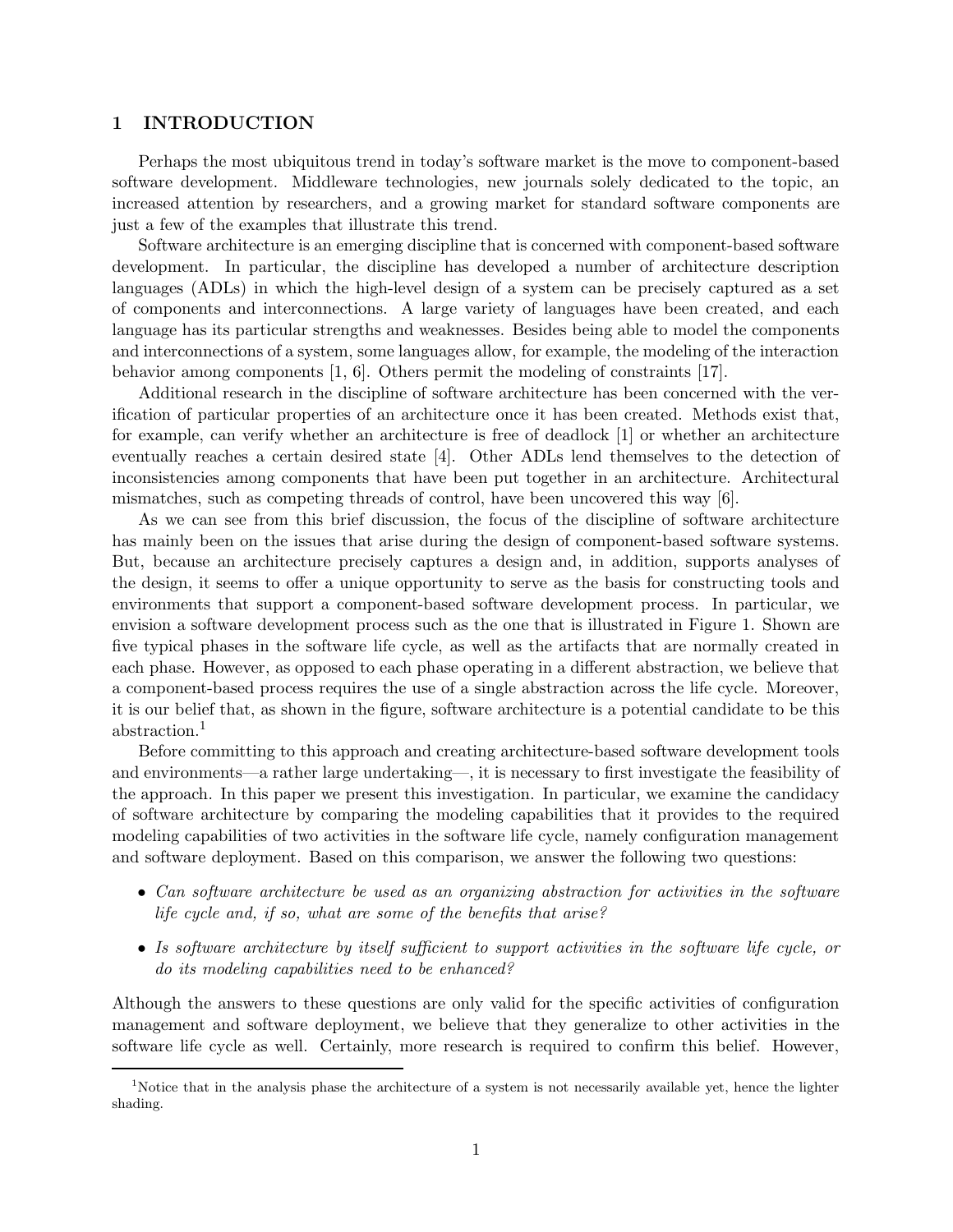# 1 INTRODUCTION

Perhaps the most ubiquitous trend in today's software market is the move to component-based software development. Middleware technologies, new journals solely dedicated to the topic, an increased attention by researchers, and a growing market for standard software components are just a few of the examples that illustrate this trend.

Software architecture is an emerging discipline that is concerned with component-based software development. In particular, the discipline has developed a number of architecture description languages (ADLs) in which the high-level design of a system can be precisely captured as a set of components and interconnections. A large variety of languages have been created, and each language has its particular strengths and weaknesses. Besides being able to model the components and interconnections of a system, some languages allow, for example, the modeling of the interaction behavior among components [1, 6]. Others permit the modeling of constraints [17].

Additional research in the discipline of software architecture has been concerned with the verification of particular properties of an architecture once it has been created. Methods exist that, for example, can verify whether an architecture is free of deadlock [1] or whether an architecture eventually reaches a certain desired state [4]. Other ADLs lend themselves to the detection of inconsistencies among components that have been put together in an architecture. Architectural mismatches, such as competing threads of control, have been uncovered this way [6].

As we can see from this brief discussion, the focus of the discipline of software architecture has mainly been on the issues that arise during the design of component-based software systems. But, because an architecture precisely captures a design and, in addition, supports analyses of the design, it seems to offer a unique opportunity to serve as the basis for constructing tools and environments that support a component-based software development process. In particular, we envision a software development process such as the one that is illustrated in Figure 1. Shown are five typical phases in the software life cycle, as well as the artifacts that are normally created in each phase. However, as opposed to each phase operating in a different abstraction, we believe that a component-based process requires the use of a single abstraction across the life cycle. Moreover, it is our belief that, as shown in the figure, software architecture is a potential candidate to be this abstraction.[1]

Before committing to this approach and creating architecture-based software development tools and environments—a rather large undertaking—, it is necessary to first investigate the feasibility of the approach. In this paper we present this investigation. In particular, we examine the candidacy of software architecture by comparing the modeling capabilities that it provides to the required modeling capabilities of two activities in the software life cycle, namely configuration management and software deployment. Based on this comparison, we answer the following two questions:

- *Can software architecture be used as an organizing abstraction for activities in the software life cycle and, if so, what are some of the benefits that arise?*
- *Is software architecture by itself sufficient to support activities in the software life cycle, or do its modeling capabilities need to be enhanced?*

Although the answers to these questions are only valid for the specific activities of configuration management and software deployment, we believe that they generalize to other activities in the software life cycle as well. Certainly, more research is required to confirm this belief. However,

[1] Notice that in the analysis phase the architecture of a system is not necessarily available yet, hence the lighter shading.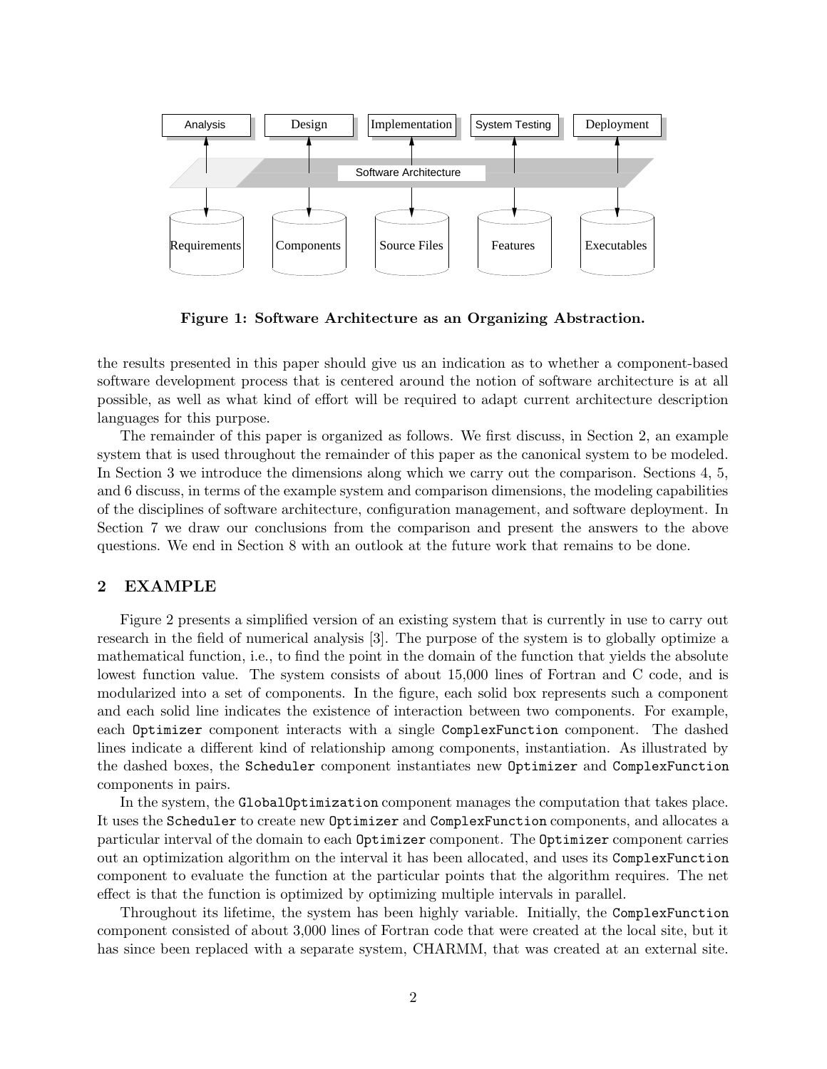Figure 1: Software Architecture as an Organizing Abstraction.

the results presented in this paper should give us an indication as to whether a component-based software development process that is centered around the notion of software architecture is at all possible, as well as what kind of effort will be required to adapt current architecture description languages for this purpose.

The remainder of this paper is organized as follows. We first discuss, in Section 2, an example system that is used throughout the remainder of this paper as the canonical system to be modeled. In Section 3 we introduce the dimensions along which we carry out the comparison. Sections 4, 5, and 6 discuss, in terms of the example system and comparison dimensions, the modeling capabilities of the disciplines of software architecture, configuration management, and software deployment. In Section 7 we draw our conclusions from the comparison and present the answers to the above questions. We end in Section 8 with an outlook at the future work that remains to be done.

## 2 EXAMPLE

Figure 2 presents a simplified version of an existing system that is currently in use to carry out research in the field of numerical analysis [3]. The purpose of the system is to globally optimize a mathematical function, i.e., to find the point in the domain of the function that yields the absolute lowest function value. The system consists of about 15,000 lines of Fortran and C code, and is modularized into a set of components. In the figure, each solid box represents such a component and each solid line indicates the existence of interaction between two components. For example, each `Optimizer` component interacts with a single `ComplexFunction` component. The dashed lines indicate a different kind of relationship among components, instantiation. As illustrated by the dashed boxes, the `Scheduler` component instantiates new `Optimizer` and `ComplexFunction` components in pairs.

In the system, the `GlobalOptimization` component manages the computation that takes place. It uses the `Scheduler` to create new `Optimizer` and `ComplexFunction` components, and allocates a particular interval of the domain to each `Optimizer` component. The `Optimizer` component carries out an optimization algorithm on the interval it has been allocated, and uses its `ComplexFunction` component to evaluate the function at the particular points that the algorithm requires. The net effect is that the function is optimized by optimizing multiple intervals in parallel.

Throughout its lifetime, the system has been highly variable. Initially, the `ComplexFunction` component consisted of about 3,000 lines of Fortran code that were created at the local site, but it has since been replaced with a separate system, CHARMM, that was created at an external site.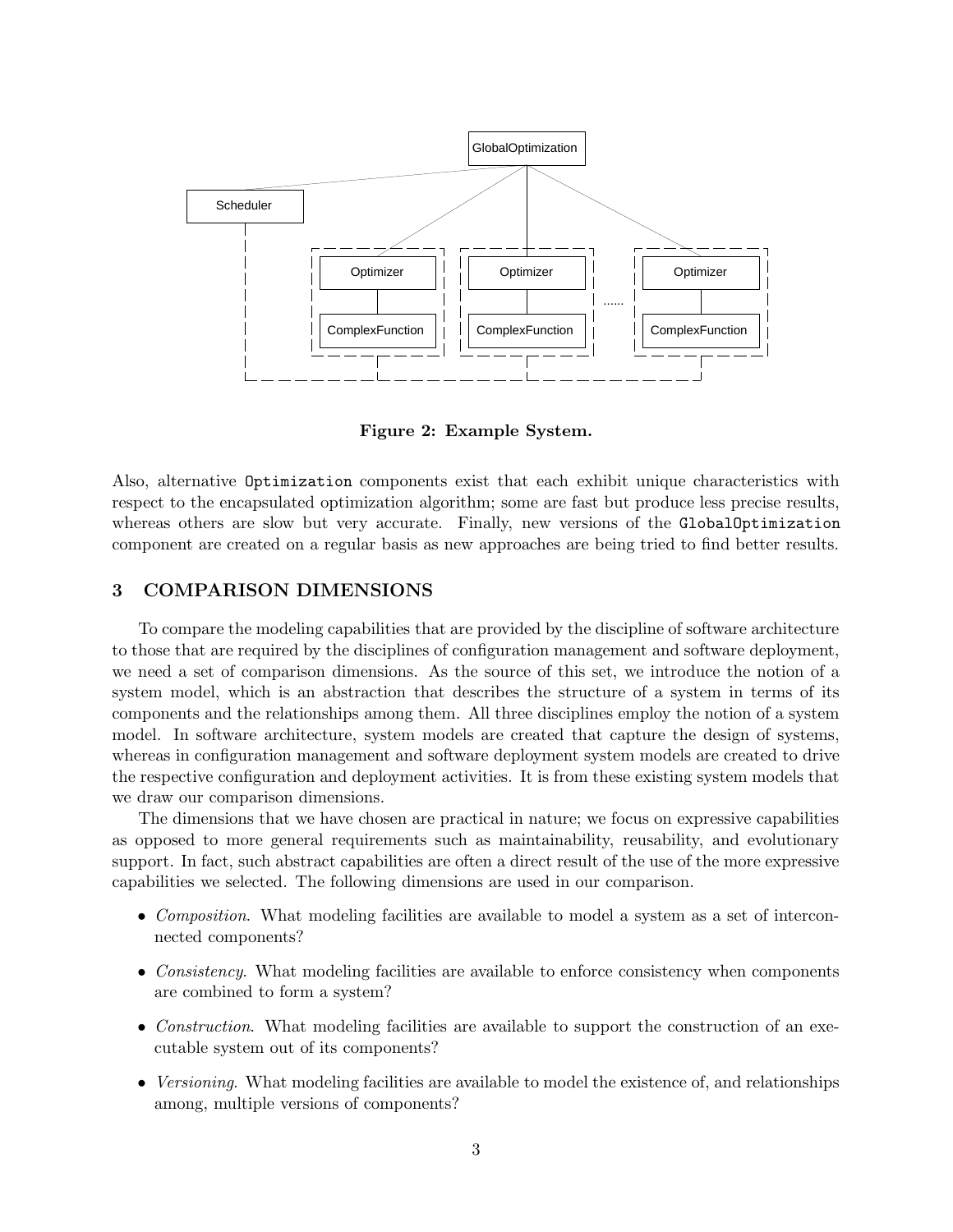**Figure 2: Example System.**

Also, alternative `Optimization` components exist that each exhibit unique characteristics with respect to the encapsulated optimization algorithm; some are fast but produce less precise results, whereas others are slow but very accurate. Finally, new versions of the `GlobalOptimization` component are created on a regular basis as new approaches are being tried to find better results.

## 3 COMPARISON DIMENSIONS

To compare the modeling capabilities that are provided by the discipline of software architecture to those that are required by the disciplines of configuration management and software deployment, we need a set of comparison dimensions. As the source of this set, we introduce the notion of a system model, which is an abstraction that describes the structure of a system in terms of its components and the relationships among them. All three disciplines employ the notion of a system model. In software architecture, system models are created that capture the design of systems, whereas in configuration management and software deployment system models are created to drive the respective configuration and deployment activities. It is from these existing system models that we draw our comparison dimensions.

The dimensions that we have chosen are practical in nature; we focus on expressive capabilities as opposed to more general requirements such as maintainability, reusability, and evolutionary support. In fact, such abstract capabilities are often a direct result of the use of the more expressive capabilities we selected. The following dimensions are used in our comparison.

- *Composition*. What modeling facilities are available to model a system as a set of interconnected components?
- *Consistency*. What modeling facilities are available to enforce consistency when components are combined to form a system?
- *Construction*. What modeling facilities are available to support the construction of an executable system out of its components?
- *Versioning*. What modeling facilities are available to model the existence of, and relationships among, multiple versions of components?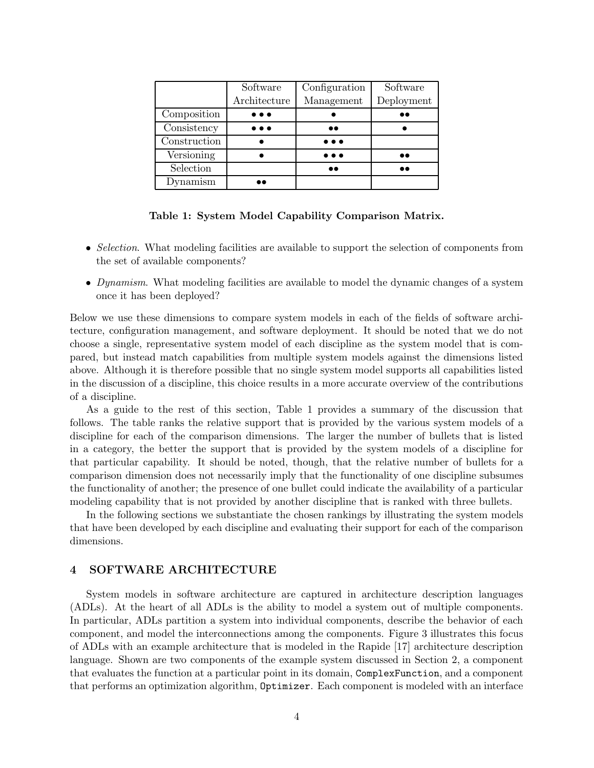| | Software Architecture | Configuration Management | Software Deployment |
|---|---|---|---|
| Composition | ••• | • | •• |
| Consistency | ••• | •• | • |
| Construction | • | ••• | |
| Versioning | • | ••• | •• |
| Selection | | •• | •• |
| Dynamism | •• | | |

**Table 1: System Model Capability Comparison Matrix.**

- *Selection*. What modeling facilities are available to support the selection of components from the set of available components?
- *Dynamism*. What modeling facilities are available to model the dynamic changes of a system once it has been deployed?

Below we use these dimensions to compare system models in each of the fields of software architecture, configuration management, and software deployment. It should be noted that we do not choose a single, representative system model of each discipline as the system model that is compared, but instead match capabilities from multiple system models against the dimensions listed above. Although it is therefore possible that no single system model supports all capabilities listed in the discussion of a discipline, this choice results in a more accurate overview of the contributions of a discipline.

As a guide to the rest of this section, Table 1 provides a summary of the discussion that follows. The table ranks the relative support that is provided by the various system models of a discipline for each of the comparison dimensions. The larger the number of bullets that is listed in a category, the better the support that is provided by the system models of a discipline for that particular capability. It should be noted, though, that the relative number of bullets for a comparison dimension does not necessarily imply that the functionality of one discipline subsumes the functionality of another; the presence of one bullet could indicate the availability of a particular modeling capability that is not provided by another discipline that is ranked with three bullets.

In the following sections we substantiate the chosen rankings by illustrating the system models that have been developed by each discipline and evaluating their support for each of the comparison dimensions.

## 4 SOFTWARE ARCHITECTURE

System models in software architecture are captured in architecture description languages (ADLs). At the heart of all ADLs is the ability to model a system out of multiple components. In particular, ADLs partition a system into individual components, describe the behavior of each component, and model the interconnections among the components. Figure 3 illustrates this focus of ADLs with an example architecture that is modeled in the Rapide [17] architecture description language. Shown are two components of the example system discussed in Section 2, a component that evaluates the function at a particular point in its domain, `ComplexFunction`, and a component that performs an optimization algorithm, `Optimizer`. Each component is modeled with an interface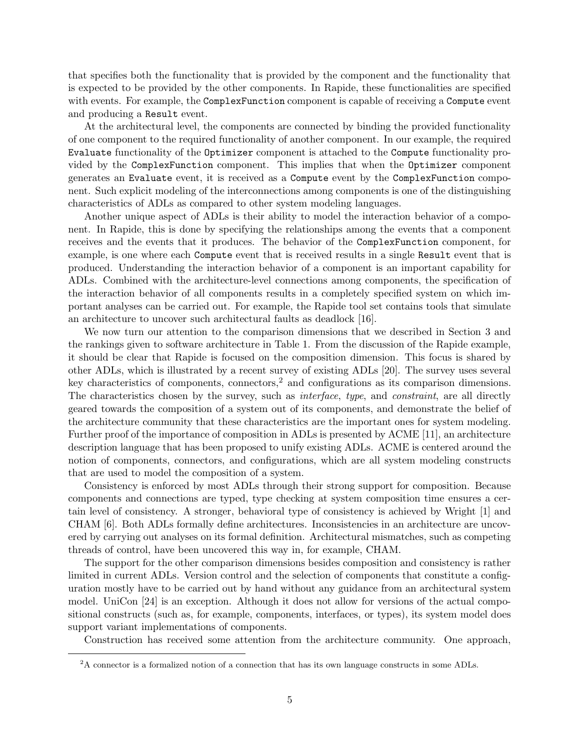that specifies both the functionality that is provided by the component and the functionality that is expected to be provided by the other components. In Rapide, these functionalities are specified with events. For example, the `ComplexFunction` component is capable of receiving a `Compute` event and producing a `Result` event.

At the architectural level, the components are connected by binding the provided functionality of one component to the required functionality of another component. In our example, the required `Evaluate` functionality of the `Optimizer` component is attached to the `Compute` functionality provided by the `ComplexFunction` component. This implies that when the `Optimizer` component generates an `Evaluate` event, it is received as a `Compute` event by the `ComplexFunction` component. Such explicit modeling of the interconnections among components is one of the distinguishing characteristics of ADLs as compared to other system modeling languages.

Another unique aspect of ADLs is their ability to model the interaction behavior of a component. In Rapide, this is done by specifying the relationships among the events that a component receives and the events that it produces. The behavior of the `ComplexFunction` component, for example, is one where each `Compute` event that is received results in a single `Result` event that is produced. Understanding the interaction behavior of a component is an important capability for ADLs. Combined with the architecture-level connections among components, the specification of the interaction behavior of all components results in a completely specified system on which important analyses can be carried out. For example, the Rapide tool set contains tools that simulate an architecture to uncover such architectural faults as deadlock [16].

We now turn our attention to the comparison dimensions that we described in Section 3 and the rankings given to software architecture in Table 1. From the discussion of the Rapide example, it should be clear that Rapide is focused on the composition dimension. This focus is shared by other ADLs, which is illustrated by a recent survey of existing ADLs [20]. The survey uses several key characteristics of components, connectors,[2] and configurations as its comparison dimensions. The characteristics chosen by the survey, such as *interface*, *type*, and *constraint*, are all directly geared towards the composition of a system out of its components, and demonstrate the belief of the architecture community that these characteristics are the important ones for system modeling. Further proof of the importance of composition in ADLs is presented by ACME [11], an architecture description language that has been proposed to unify existing ADLs. ACME is centered around the notion of components, connectors, and configurations, which are all system modeling constructs that are used to model the composition of a system.

Consistency is enforced by most ADLs through their strong support for composition. Because components and connections are typed, type checking at system composition time ensures a certain level of consistency. A stronger, behavioral type of consistency is achieved by Wright [1] and CHAM [6]. Both ADLs formally define architectures. Inconsistencies in an architecture are uncovered by carrying out analyses on its formal definition. Architectural mismatches, such as competing threads of control, have been uncovered this way in, for example, CHAM.

The support for the other comparison dimensions besides composition and consistency is rather limited in current ADLs. Version control and the selection of components that constitute a configuration mostly have to be carried out by hand without any guidance from an architectural system model. UniCon [24] is an exception. Although it does not allow for versions of the actual compositional constructs (such as, for example, components, interfaces, or types), its system model does support variant implementations of components.

Construction has received some attention from the architecture community. One approach,

[2] A connector is a formalized notion of a connection that has its own language constructs in some ADLs.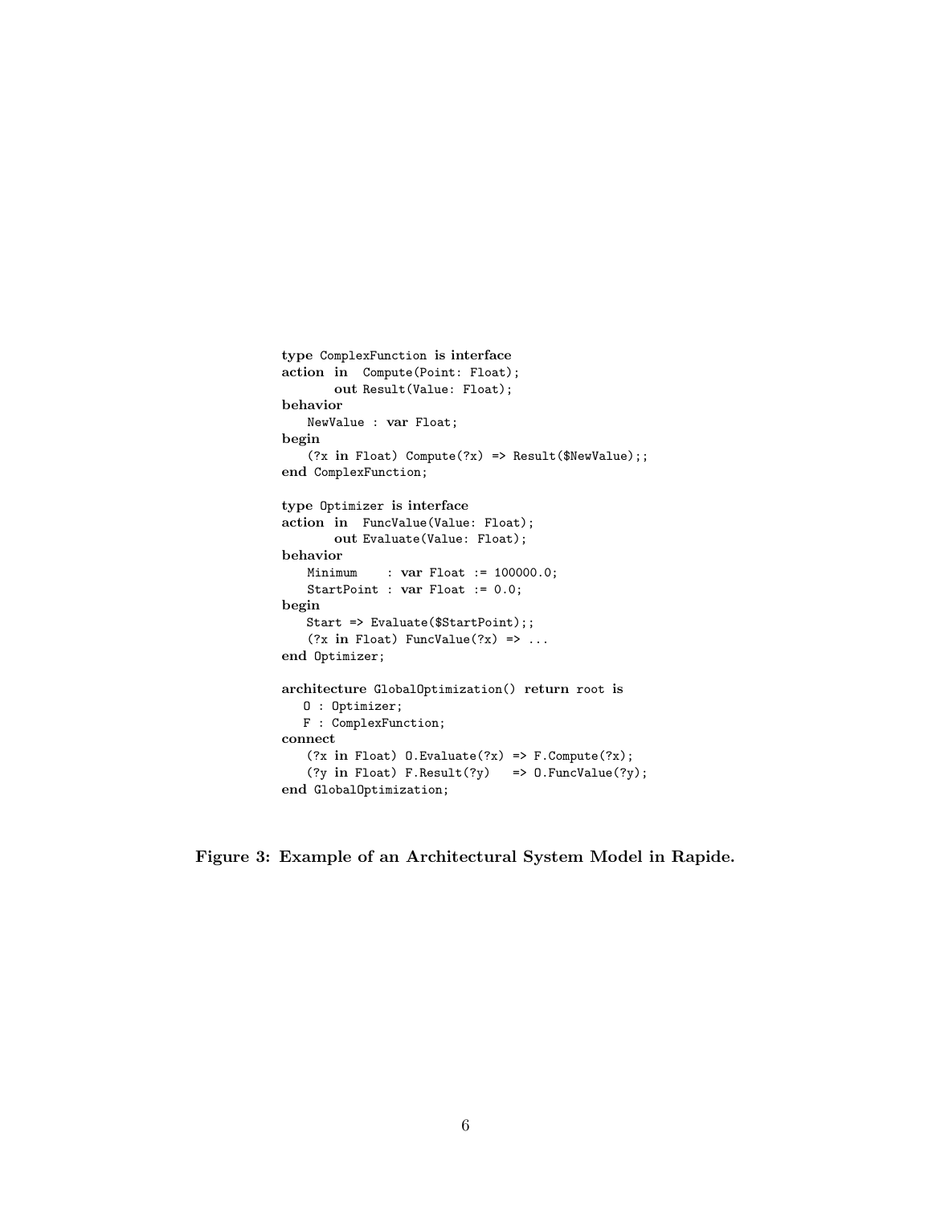```
type ComplexFunction is interface
action in  Compute(Point: Float);
       out Result(Value: Float);
behavior
    NewValue : var Float;
begin
    (?x in Float) Compute(?x) => Result($NewValue);;
end ComplexFunction;

type Optimizer is interface
action in  FuncValue(Value: Float);
       out Evaluate(Value: Float);
behavior
    Minimum    : var Float := 100000.0;
    StartPoint : var Float := 0.0;
begin
    Start => Evaluate($StartPoint);;
    (?x in Float) FuncValue(?x) => ...
end Optimizer;

architecture GlobalOptimization() return root is
   O : Optimizer;
   F : ComplexFunction;
connect
    (?x in Float) O.Evaluate(?x) => F.Compute(?x);
    (?y in Float) F.Result(?y)   => O.FuncValue(?y);
end GlobalOptimization;
```

**Figure 3: Example of an Architectural System Model in Rapide.**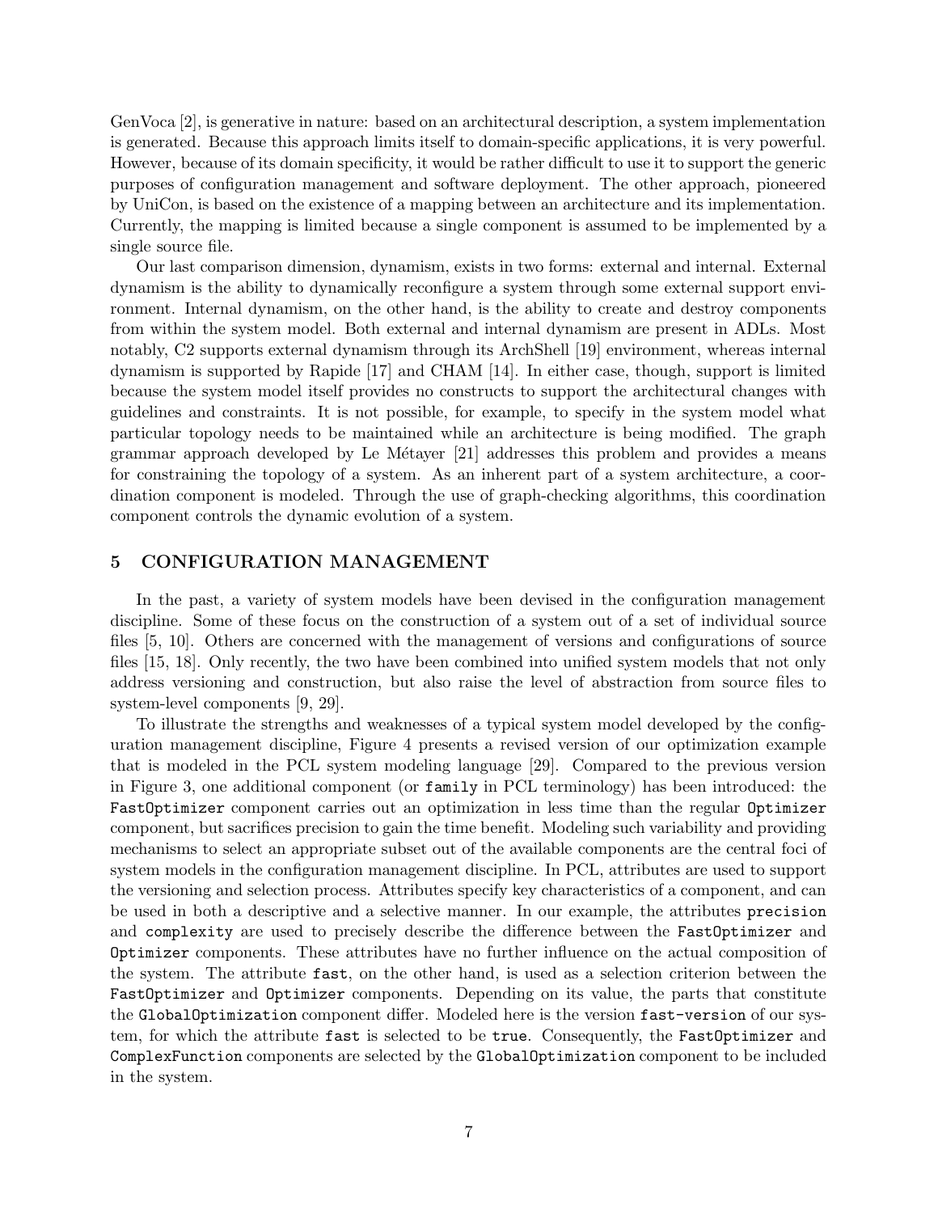GenVoca [2], is generative in nature: based on an architectural description, a system implementation is generated. Because this approach limits itself to domain-specific applications, it is very powerful. However, because of its domain specificity, it would be rather difficult to use it to support the generic purposes of configuration management and software deployment. The other approach, pioneered by UniCon, is based on the existence of a mapping between an architecture and its implementation. Currently, the mapping is limited because a single component is assumed to be implemented by a single source file.

Our last comparison dimension, dynamism, exists in two forms: external and internal. External dynamism is the ability to dynamically reconfigure a system through some external support environment. Internal dynamism, on the other hand, is the ability to create and destroy components from within the system model. Both external and internal dynamism are present in ADLs. Most notably, C2 supports external dynamism through its ArchShell [19] environment, whereas internal dynamism is supported by Rapide [17] and CHAM [14]. In either case, though, support is limited because the system model itself provides no constructs to support the architectural changes with guidelines and constraints. It is not possible, for example, to specify in the system model what particular topology needs to be maintained while an architecture is being modified. The graph grammar approach developed by Le Métayer [21] addresses this problem and provides a means for constraining the topology of a system. As an inherent part of a system architecture, a coordination component is modeled. Through the use of graph-checking algorithms, this coordination component controls the dynamic evolution of a system.

## 5 CONFIGURATION MANAGEMENT

In the past, a variety of system models have been devised in the configuration management discipline. Some of these focus on the construction of a system out of a set of individual source files [5, 10]. Others are concerned with the management of versions and configurations of source files [15, 18]. Only recently, the two have been combined into unified system models that not only address versioning and construction, but also raise the level of abstraction from source files to system-level components [9, 29].

To illustrate the strengths and weaknesses of a typical system model developed by the configuration management discipline, Figure 4 presents a revised version of our optimization example that is modeled in the PCL system modeling language [29]. Compared to the previous version in Figure 3, one additional component (or `family` in PCL terminology) has been introduced: the `FastOptimizer` component carries out an optimization in less time than the regular `Optimizer` component, but sacrifices precision to gain the time benefit. Modeling such variability and providing mechanisms to select an appropriate subset out of the available components are the central foci of system models in the configuration management discipline. In PCL, attributes are used to support the versioning and selection process. Attributes specify key characteristics of a component, and can be used in both a descriptive and a selective manner. In our example, the attributes `precision` and `complexity` are used to precisely describe the difference between the `FastOptimizer` and `Optimizer` components. These attributes have no further influence on the actual composition of the system. The attribute `fast`, on the other hand, is used as a selection criterion between the `FastOptimizer` and `Optimizer` components. Depending on its value, the parts that constitute the `GlobalOptimization` component differ. Modeled here is the version `fast-version` of our system, for which the attribute `fast` is selected to be `true`. Consequently, the `FastOptimizer` and `ComplexFunction` components are selected by the `GlobalOptimization` component to be included in the system.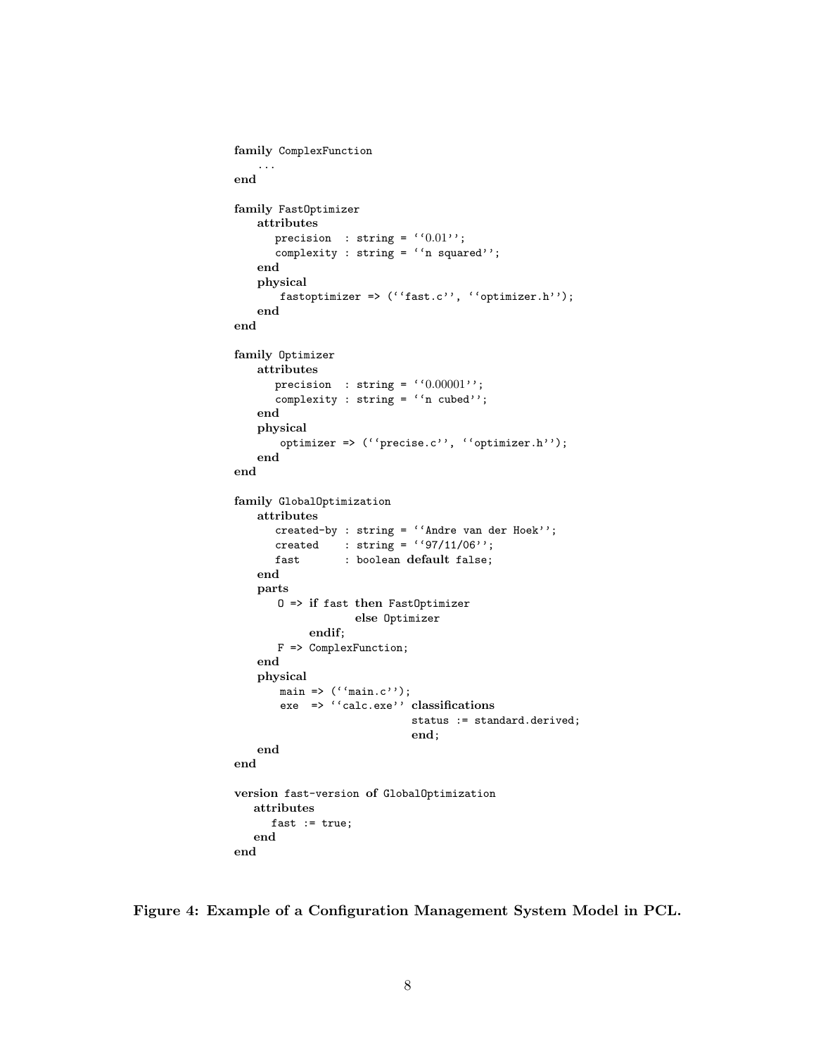```
family ComplexFunction
    ...
end

family FastOptimizer
    attributes
       precision  : string = ''0.01'';
       complexity : string = ''n squared'';
    end
    physical
        fastoptimizer => (''fast.c'', ''optimizer.h'');
    end
end

family Optimizer
    attributes
       precision  : string = ''0.00001'';
       complexity : string = ''n cubed'';
    end
    physical
        optimizer => (''precise.c'', ''optimizer.h'');
    end
end

family GlobalOptimization
    attributes
       created-by : string = ''Andre van der Hoek'';
       created    : string = ''97/11/06'';
       fast       : boolean default false;
    end
    parts
       O => if fast then FastOptimizer
                    else Optimizer
            endif;
       F => ComplexFunction;
    end
    physical
        main => (''main.c'');
        exe  => ''calc.exe'' classifications
                              status := standard.derived;
                              end;
    end
end

version fast-version of GlobalOptimization
   attributes
      fast := true;
   end
end
```

**Figure 4: Example of a Configuration Management System Model in PCL.**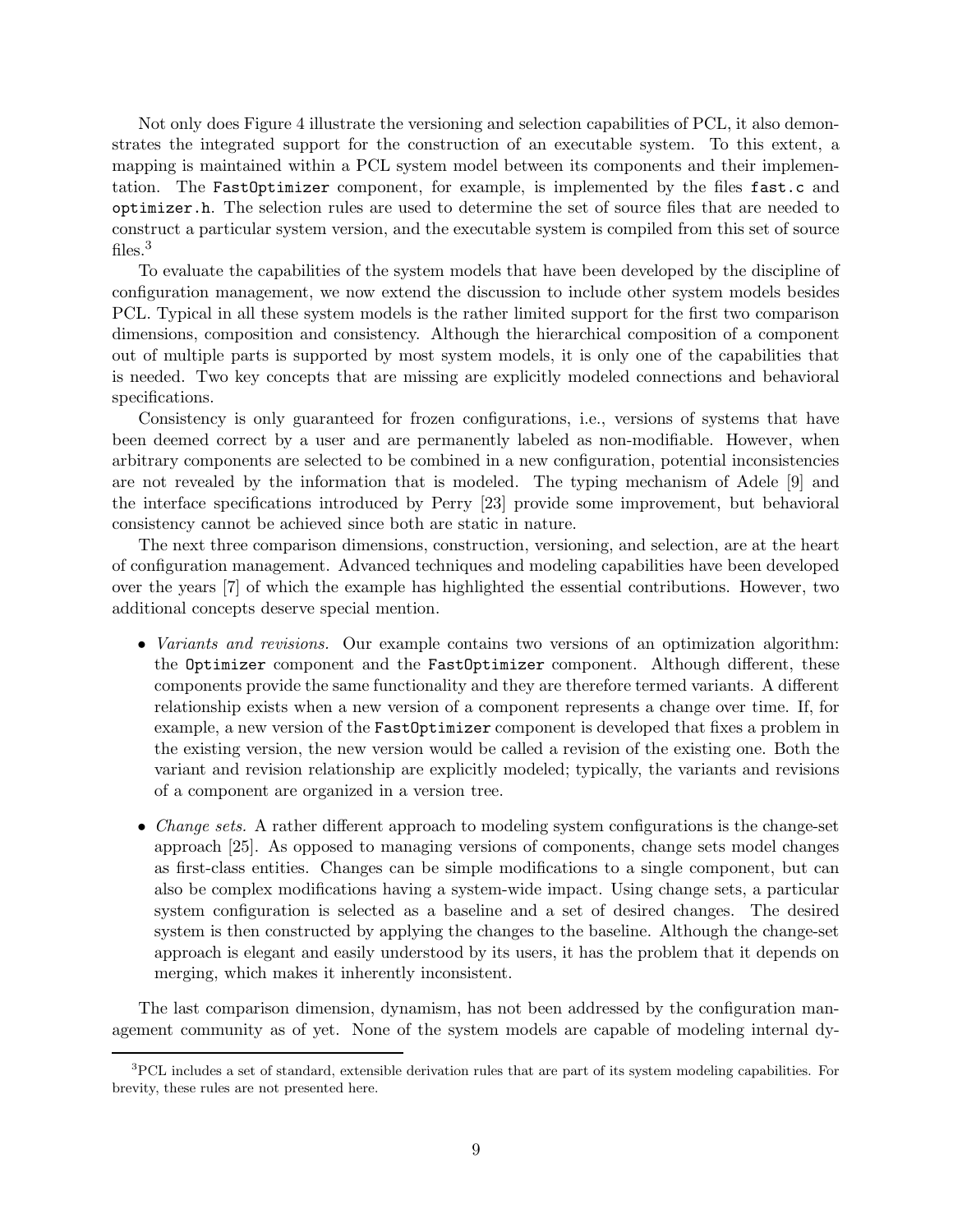Not only does Figure 4 illustrate the versioning and selection capabilities of PCL, it also demonstrates the integrated support for the construction of an executable system. To this extent, a mapping is maintained within a PCL system model between its components and their implementation. The `FastOptimizer` component, for example, is implemented by the files `fast.c` and `optimizer.h`. The selection rules are used to determine the set of source files that are needed to construct a particular system version, and the executable system is compiled from this set of source files.[3]

To evaluate the capabilities of the system models that have been developed by the discipline of configuration management, we now extend the discussion to include other system models besides PCL. Typical in all these system models is the rather limited support for the first two comparison dimensions, composition and consistency. Although the hierarchical composition of a component out of multiple parts is supported by most system models, it is only one of the capabilities that is needed. Two key concepts that are missing are explicitly modeled connections and behavioral specifications.

Consistency is only guaranteed for frozen configurations, i.e., versions of systems that have been deemed correct by a user and are permanently labeled as non-modifiable. However, when arbitrary components are selected to be combined in a new configuration, potential inconsistencies are not revealed by the information that is modeled. The typing mechanism of Adele [9] and the interface specifications introduced by Perry [23] provide some improvement, but behavioral consistency cannot be achieved since both are static in nature.

The next three comparison dimensions, construction, versioning, and selection, are at the heart of configuration management. Advanced techniques and modeling capabilities have been developed over the years [7] of which the example has highlighted the essential contributions. However, two additional concepts deserve special mention.

- *Variants and revisions.* Our example contains two versions of an optimization algorithm: the `Optimizer` component and the `FastOptimizer` component. Although different, these components provide the same functionality and they are therefore termed variants. A different relationship exists when a new version of a component represents a change over time. If, for example, a new version of the `FastOptimizer` component is developed that fixes a problem in the existing version, the new version would be called a revision of the existing one. Both the variant and revision relationship are explicitly modeled; typically, the variants and revisions of a component are organized in a version tree.

- *Change sets.* A rather different approach to modeling system configurations is the change-set approach [25]. As opposed to managing versions of components, change sets model changes as first-class entities. Changes can be simple modifications to a single component, but can also be complex modifications having a system-wide impact. Using change sets, a particular system configuration is selected as a baseline and a set of desired changes. The desired system is then constructed by applying the changes to the baseline. Although the change-set approach is elegant and easily understood by its users, it has the problem that it depends on merging, which makes it inherently inconsistent.

The last comparison dimension, dynamism, has not been addressed by the configuration management community as of yet. None of the system models are capable of modeling internal dy-

[3] PCL includes a set of standard, extensible derivation rules that are part of its system modeling capabilities. For brevity, these rules are not presented here.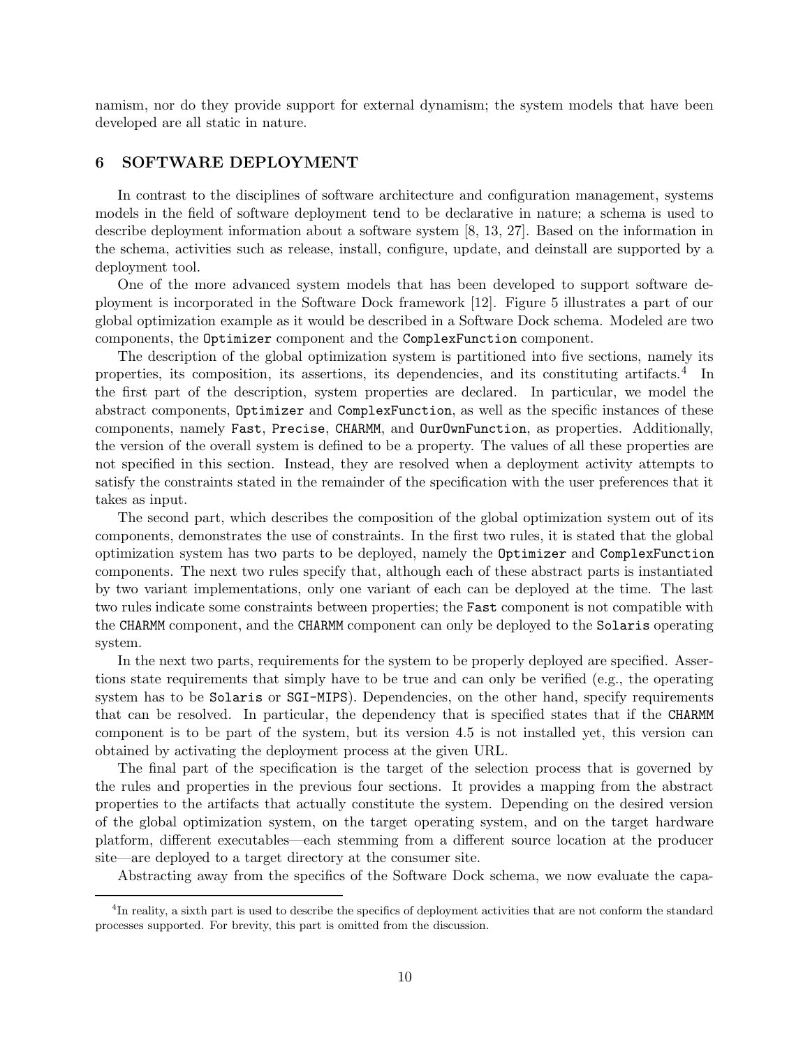namism, nor do they provide support for external dynamism; the system models that have been developed are all static in nature.

## 6 SOFTWARE DEPLOYMENT

In contrast to the disciplines of software architecture and configuration management, systems models in the field of software deployment tend to be declarative in nature; a schema is used to describe deployment information about a software system [8, 13, 27]. Based on the information in the schema, activities such as release, install, configure, update, and deinstall are supported by a deployment tool.

One of the more advanced system models that has been developed to support software deployment is incorporated in the Software Dock framework [12]. Figure 5 illustrates a part of our global optimization example as it would be described in a Software Dock schema. Modeled are two components, the `Optimizer` component and the `ComplexFunction` component.

The description of the global optimization system is partitioned into five sections, namely its properties, its composition, its assertions, its dependencies, and its constituting artifacts.[4] In the first part of the description, system properties are declared. In particular, we model the abstract components, `Optimizer` and `ComplexFunction`, as well as the specific instances of these components, namely `Fast`, `Precise`, `CHARMM`, and `OurOwnFunction`, as properties. Additionally, the version of the overall system is defined to be a property. The values of all these properties are not specified in this section. Instead, they are resolved when a deployment activity attempts to satisfy the constraints stated in the remainder of the specification with the user preferences that it takes as input.

The second part, which describes the composition of the global optimization system out of its components, demonstrates the use of constraints. In the first two rules, it is stated that the global optimization system has two parts to be deployed, namely the `Optimizer` and `ComplexFunction` components. The next two rules specify that, although each of these abstract parts is instantiated by two variant implementations, only one variant of each can be deployed at the time. The last two rules indicate some constraints between properties; the `Fast` component is not compatible with the `CHARMM` component, and the `CHARMM` component can only be deployed to the `Solaris` operating system.

In the next two parts, requirements for the system to be properly deployed are specified. Assertions state requirements that simply have to be true and can only be verified (e.g., the operating system has to be `Solaris` or `SGI-MIPS`). Dependencies, on the other hand, specify requirements that can be resolved. In particular, the dependency that is specified states that if the `CHARMM` component is to be part of the system, but its version 4.5 is not installed yet, this version can obtained by activating the deployment process at the given URL.

The final part of the specification is the target of the selection process that is governed by the rules and properties in the previous four sections. It provides a mapping from the abstract properties to the artifacts that actually constitute the system. Depending on the desired version of the global optimization system, on the target operating system, and on the target hardware platform, different executables—each stemming from a different source location at the producer site—are deployed to a target directory at the consumer site.

Abstracting away from the specifics of the Software Dock schema, we now evaluate the capa-

[4] In reality, a sixth part is used to describe the specifics of deployment activities that are not conform the standard processes supported. For brevity, this part is omitted from the discussion.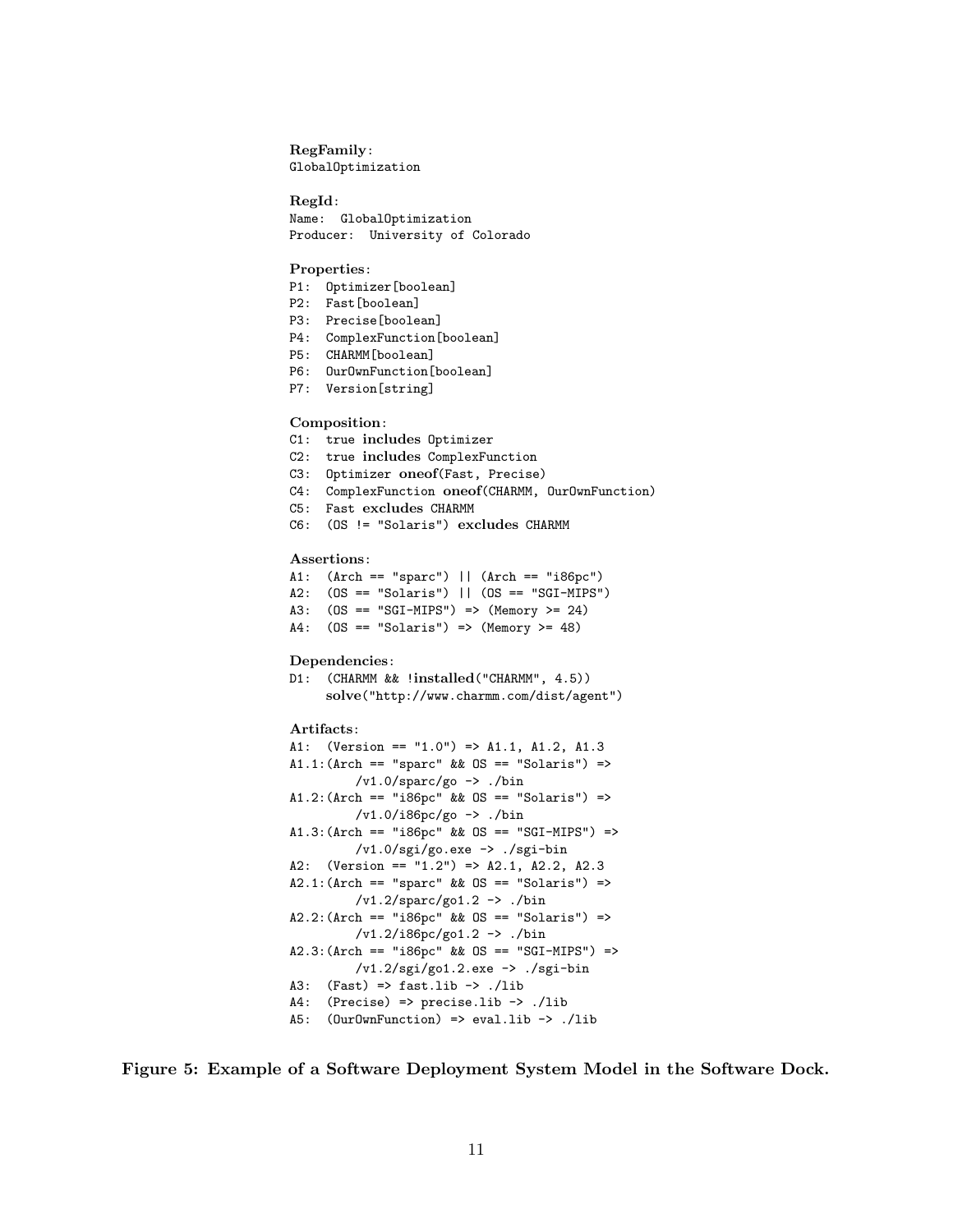```
RegFamily:
GlobalOptimization

RegId:
Name:  GlobalOptimization
Producer:  University of Colorado

Properties:
P1:  Optimizer[boolean]
P2:  Fast[boolean]
P3:  Precise[boolean]
P4:  ComplexFunction[boolean]
P5:  CHARMM[boolean]
P6:  OurOwnFunction[boolean]
P7:  Version[string]

Composition:
C1:  true includes Optimizer
C2:  true includes ComplexFunction
C3:  Optimizer oneof(Fast, Precise)
C4:  ComplexFunction oneof(CHARMM, OurOwnFunction)
C5:  Fast excludes CHARMM
C6:  (OS != "Solaris") excludes CHARMM

Assertions:
A1:  (Arch == "sparc") || (Arch == "i86pc")
A2:  (OS == "Solaris") || (OS == "SGI-MIPS")
A3:  (OS == "SGI-MIPS") => (Memory >= 24)
A4:  (OS == "Solaris") => (Memory >= 48)

Dependencies:
D1:  (CHARMM && !installed("CHARMM", 4.5))
     solve("http://www.charmm.com/dist/agent")

Artifacts:
A1:  (Version == "1.0") => A1.1, A1.2, A1.3
A1.1:(Arch == "sparc" && OS == "Solaris") =>
        /v1.0/sparc/go -> ./bin
A1.2:(Arch == "i86pc" && OS == "Solaris") =>
        /v1.0/i86pc/go -> ./bin
A1.3:(Arch == "i86pc" && OS == "SGI-MIPS") =>
        /v1.0/sgi/go.exe -> ./sgi-bin
A2:  (Version == "1.2") => A2.1, A2.2, A2.3
A2.1:(Arch == "sparc" && OS == "Solaris") =>
        /v1.2/sparc/go1.2 -> ./bin
A2.2:(Arch == "i86pc" && OS == "Solaris") =>
        /v1.2/i86pc/go1.2 -> ./bin
A2.3:(Arch == "i86pc" && OS == "SGI-MIPS") =>
        /v1.2/sgi/go1.2.exe -> ./sgi-bin
A3:  (Fast) => fast.lib -> ./lib
A4:  (Precise) => precise.lib -> ./lib
A5:  (OurOwnFunction) => eval.lib -> ./lib
```

**Figure 5: Example of a Software Deployment System Model in the Software Dock.**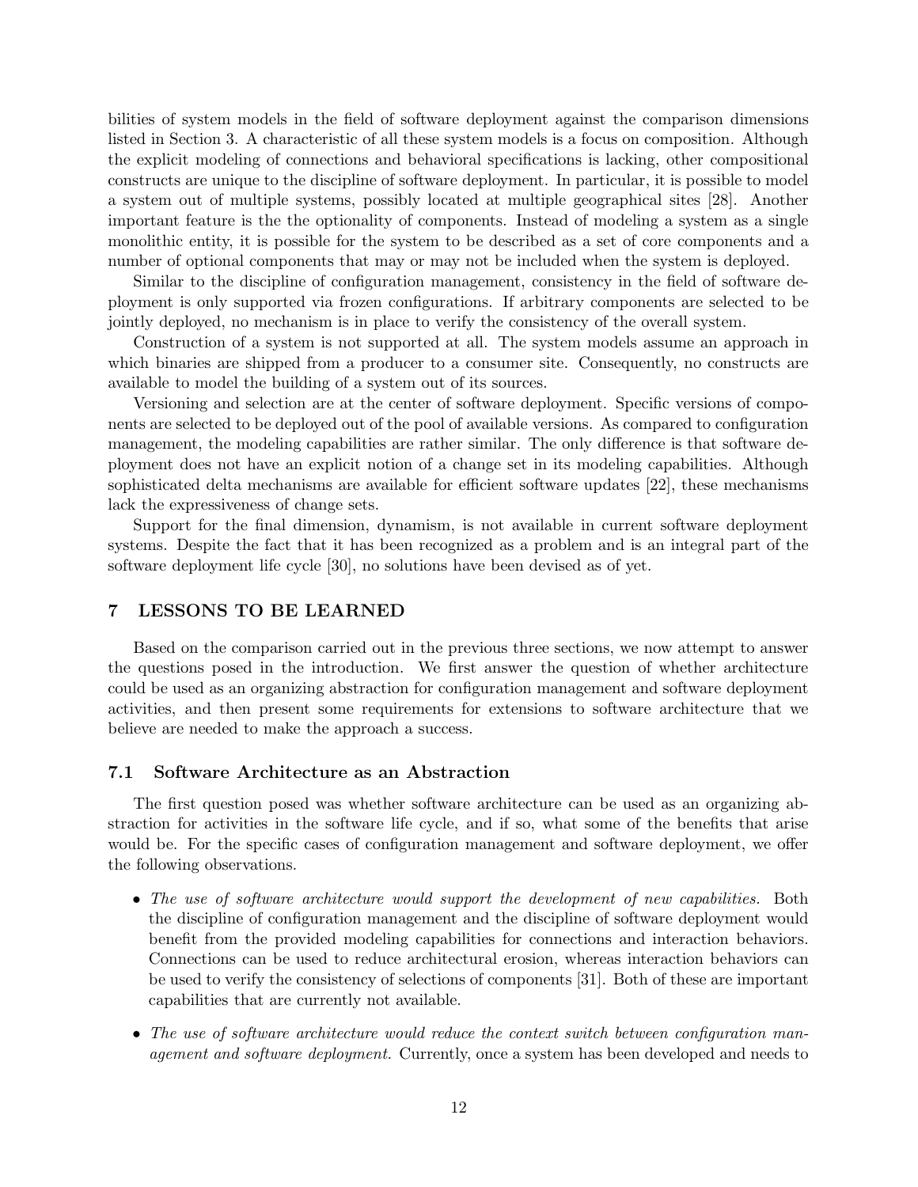bilities of system models in the field of software deployment against the comparison dimensions listed in Section 3. A characteristic of all these system models is a focus on composition. Although the explicit modeling of connections and behavioral specifications is lacking, other compositional constructs are unique to the discipline of software deployment. In particular, it is possible to model a system out of multiple systems, possibly located at multiple geographical sites [28]. Another important feature is the the optionality of components. Instead of modeling a system as a single monolithic entity, it is possible for the system to be described as a set of core components and a number of optional components that may or may not be included when the system is deployed.

Similar to the discipline of configuration management, consistency in the field of software deployment is only supported via frozen configurations. If arbitrary components are selected to be jointly deployed, no mechanism is in place to verify the consistency of the overall system.

Construction of a system is not supported at all. The system models assume an approach in which binaries are shipped from a producer to a consumer site. Consequently, no constructs are available to model the building of a system out of its sources.

Versioning and selection are at the center of software deployment. Specific versions of components are selected to be deployed out of the pool of available versions. As compared to configuration management, the modeling capabilities are rather similar. The only difference is that software deployment does not have an explicit notion of a change set in its modeling capabilities. Although sophisticated delta mechanisms are available for efficient software updates [22], these mechanisms lack the expressiveness of change sets.

Support for the final dimension, dynamism, is not available in current software deployment systems. Despite the fact that it has been recognized as a problem and is an integral part of the software deployment life cycle [30], no solutions have been devised as of yet.

## 7 LESSONS TO BE LEARNED

Based on the comparison carried out in the previous three sections, we now attempt to answer the questions posed in the introduction. We first answer the question of whether architecture could be used as an organizing abstraction for configuration management and software deployment activities, and then present some requirements for extensions to software architecture that we believe are needed to make the approach a success.

### 7.1 Software Architecture as an Abstraction

The first question posed was whether software architecture can be used as an organizing abstraction for activities in the software life cycle, and if so, what some of the benefits that arise would be. For the specific cases of configuration management and software deployment, we offer the following observations.

- *The use of software architecture would support the development of new capabilities.* Both the discipline of configuration management and the discipline of software deployment would benefit from the provided modeling capabilities for connections and interaction behaviors. Connections can be used to reduce architectural erosion, whereas interaction behaviors can be used to verify the consistency of selections of components [31]. Both of these are important capabilities that are currently not available.
- *The use of software architecture would reduce the context switch between configuration management and software deployment.* Currently, once a system has been developed and needs to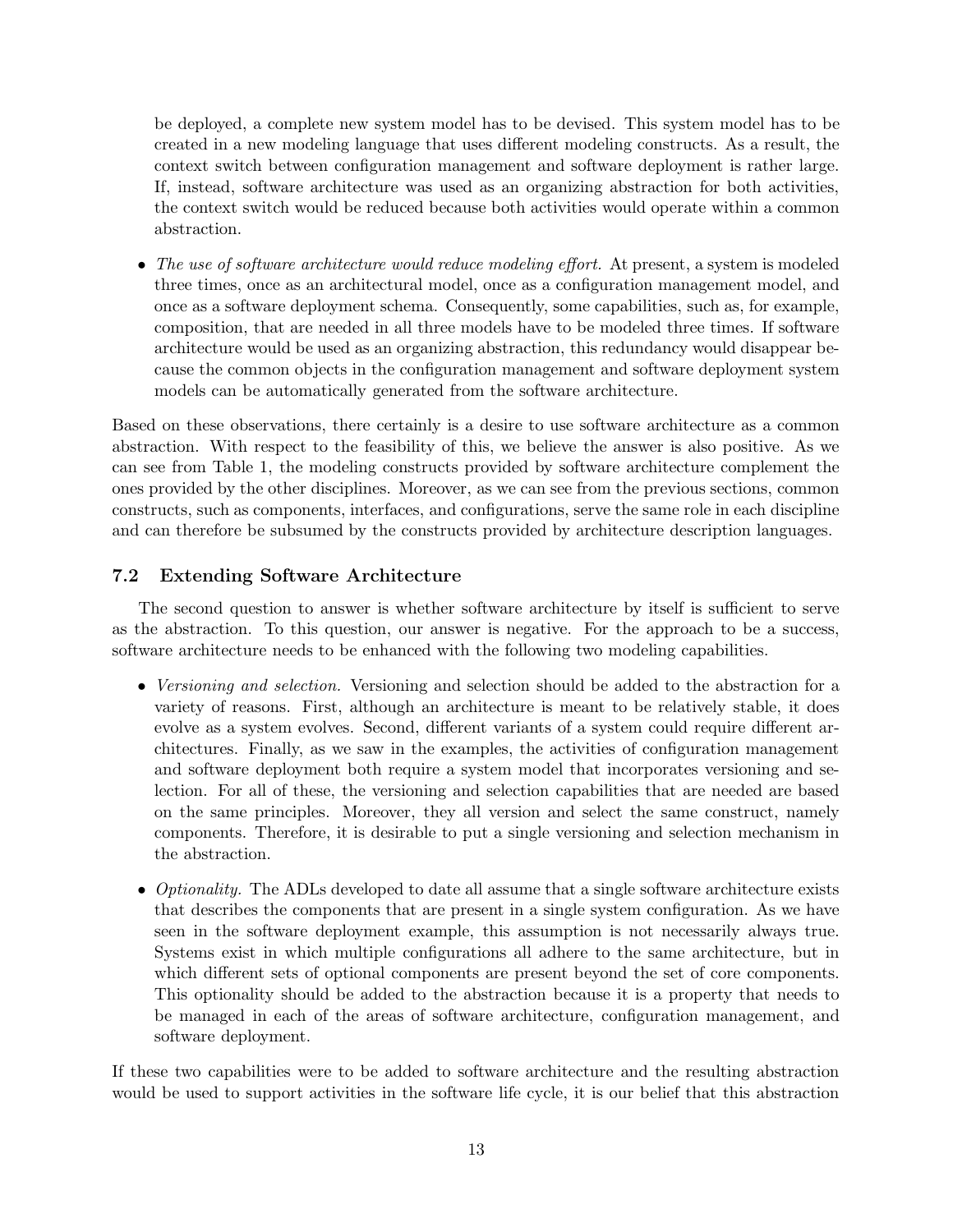be deployed, a complete new system model has to be devised. This system model has to be created in a new modeling language that uses different modeling constructs. As a result, the context switch between configuration management and software deployment is rather large. If, instead, software architecture was used as an organizing abstraction for both activities, the context switch would be reduced because both activities would operate within a common abstraction.

- *The use of software architecture would reduce modeling effort.* At present, a system is modeled three times, once as an architectural model, once as a configuration management model, and once as a software deployment schema. Consequently, some capabilities, such as, for example, composition, that are needed in all three models have to be modeled three times. If software architecture would be used as an organizing abstraction, this redundancy would disappear because the common objects in the configuration management and software deployment system models can be automatically generated from the software architecture.

Based on these observations, there certainly is a desire to use software architecture as a common abstraction. With respect to the feasibility of this, we believe the answer is also positive. As we can see from Table 1, the modeling constructs provided by software architecture complement the ones provided by the other disciplines. Moreover, as we can see from the previous sections, common constructs, such as components, interfaces, and configurations, serve the same role in each discipline and can therefore be subsumed by the constructs provided by architecture description languages.

### 7.2 Extending Software Architecture

The second question to answer is whether software architecture by itself is sufficient to serve as the abstraction. To this question, our answer is negative. For the approach to be a success, software architecture needs to be enhanced with the following two modeling capabilities.

- *Versioning and selection.* Versioning and selection should be added to the abstraction for a variety of reasons. First, although an architecture is meant to be relatively stable, it does evolve as a system evolves. Second, different variants of a system could require different architectures. Finally, as we saw in the examples, the activities of configuration management and software deployment both require a system model that incorporates versioning and selection. For all of these, the versioning and selection capabilities that are needed are based on the same principles. Moreover, they all version and select the same construct, namely components. Therefore, it is desirable to put a single versioning and selection mechanism in the abstraction.

- *Optionality.* The ADLs developed to date all assume that a single software architecture exists that describes the components that are present in a single system configuration. As we have seen in the software deployment example, this assumption is not necessarily always true. Systems exist in which multiple configurations all adhere to the same architecture, but in which different sets of optional components are present beyond the set of core components. This optionality should be added to the abstraction because it is a property that needs to be managed in each of the areas of software architecture, configuration management, and software deployment.

If these two capabilities were to be added to software architecture and the resulting abstraction would be used to support activities in the software life cycle, it is our belief that this abstraction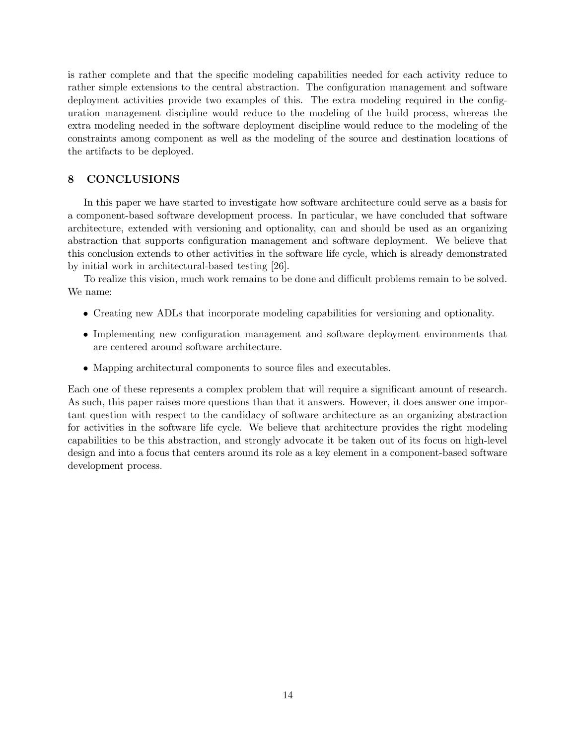is rather complete and that the specific modeling capabilities needed for each activity reduce to rather simple extensions to the central abstraction. The configuration management and software deployment activities provide two examples of this. The extra modeling required in the configuration management discipline would reduce to the modeling of the build process, whereas the extra modeling needed in the software deployment discipline would reduce to the modeling of the constraints among component as well as the modeling of the source and destination locations of the artifacts to be deployed.

## 8 CONCLUSIONS

In this paper we have started to investigate how software architecture could serve as a basis for a component-based software development process. In particular, we have concluded that software architecture, extended with versioning and optionality, can and should be used as an organizing abstraction that supports configuration management and software deployment. We believe that this conclusion extends to other activities in the software life cycle, which is already demonstrated by initial work in architectural-based testing [26].

To realize this vision, much work remains to be done and difficult problems remain to be solved. We name:

- Creating new ADLs that incorporate modeling capabilities for versioning and optionality.
- Implementing new configuration management and software deployment environments that are centered around software architecture.
- Mapping architectural components to source files and executables.

Each one of these represents a complex problem that will require a significant amount of research. As such, this paper raises more questions than that it answers. However, it does answer one important question with respect to the candidacy of software architecture as an organizing abstraction for activities in the software life cycle. We believe that architecture provides the right modeling capabilities to be this abstraction, and strongly advocate it be taken out of its focus on high-level design and into a focus that centers around its role as a key element in a component-based software development process.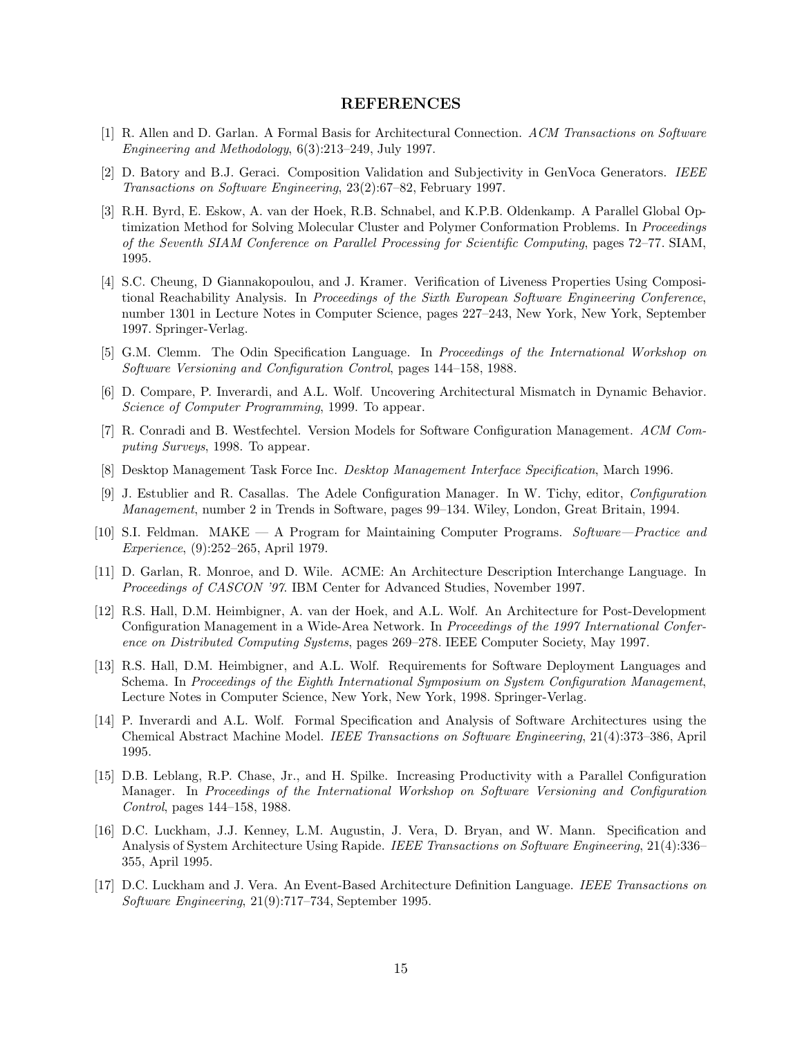## REFERENCES

[1] R. Allen and D. Garlan. A Formal Basis for Architectural Connection. *ACM Transactions on Software Engineering and Methodology*, 6(3):213–249, July 1997.

[2] D. Batory and B.J. Geraci. Composition Validation and Subjectivity in GenVoca Generators. *IEEE Transactions on Software Engineering*, 23(2):67–82, February 1997.

[3] R.H. Byrd, E. Eskow, A. van der Hoek, R.B. Schnabel, and K.P.B. Oldenkamp. A Parallel Global Optimization Method for Solving Molecular Cluster and Polymer Conformation Problems. In *Proceedings of the Seventh SIAM Conference on Parallel Processing for Scientific Computing*, pages 72–77. SIAM, 1995.

[4] S.C. Cheung, D Giannakopoulou, and J. Kramer. Verification of Liveness Properties Using Compositional Reachability Analysis. In *Proceedings of the Sixth European Software Engineering Conference*, number 1301 in Lecture Notes in Computer Science, pages 227–243, New York, New York, September 1997. Springer-Verlag.

[5] G.M. Clemm. The Odin Specification Language. In *Proceedings of the International Workshop on Software Versioning and Configuration Control*, pages 144–158, 1988.

[6] D. Compare, P. Inverardi, and A.L. Wolf. Uncovering Architectural Mismatch in Dynamic Behavior. *Science of Computer Programming*, 1999. To appear.

[7] R. Conradi and B. Westfechtel. Version Models for Software Configuration Management. *ACM Computing Surveys*, 1998. To appear.

[8] Desktop Management Task Force Inc. *Desktop Management Interface Specification*, March 1996.

[9] J. Estublier and R. Casallas. The Adele Configuration Manager. In W. Tichy, editor, *Configuration Management*, number 2 in Trends in Software, pages 99–134. Wiley, London, Great Britain, 1994.

[10] S.I. Feldman. MAKE — A Program for Maintaining Computer Programs. *Software—Practice and Experience*, (9):252–265, April 1979.

[11] D. Garlan, R. Monroe, and D. Wile. ACME: An Architecture Description Interchange Language. In *Proceedings of CASCON '97*. IBM Center for Advanced Studies, November 1997.

[12] R.S. Hall, D.M. Heimbigner, A. van der Hoek, and A.L. Wolf. An Architecture for Post-Development Configuration Management in a Wide-Area Network. In *Proceedings of the 1997 International Conference on Distributed Computing Systems*, pages 269–278. IEEE Computer Society, May 1997.

[13] R.S. Hall, D.M. Heimbigner, and A.L. Wolf. Requirements for Software Deployment Languages and Schema. In *Proceedings of the Eighth International Symposium on System Configuration Management*, Lecture Notes in Computer Science, New York, New York, 1998. Springer-Verlag.

[14] P. Inverardi and A.L. Wolf. Formal Specification and Analysis of Software Architectures using the Chemical Abstract Machine Model. *IEEE Transactions on Software Engineering*, 21(4):373–386, April 1995.

[15] D.B. Leblang, R.P. Chase, Jr., and H. Spilke. Increasing Productivity with a Parallel Configuration Manager. In *Proceedings of the International Workshop on Software Versioning and Configuration Control*, pages 144–158, 1988.

[16] D.C. Luckham, J.J. Kenney, L.M. Augustin, J. Vera, D. Bryan, and W. Mann. Specification and Analysis of System Architecture Using Rapide. *IEEE Transactions on Software Engineering*, 21(4):336–355, April 1995.

[17] D.C. Luckham and J. Vera. An Event-Based Architecture Definition Language. *IEEE Transactions on Software Engineering*, 21(9):717–734, September 1995.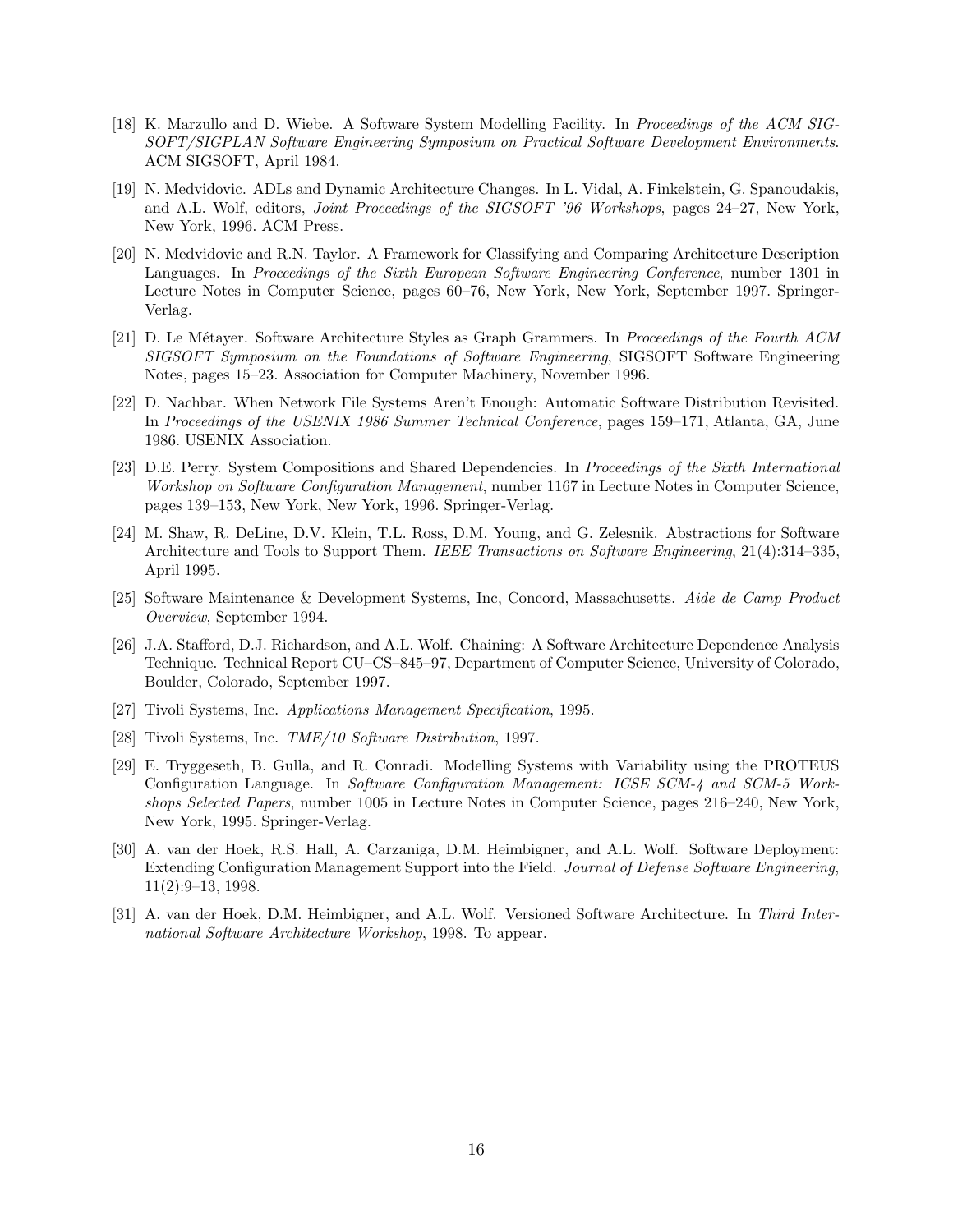[18] K. Marzullo and D. Wiebe. A Software System Modelling Facility. In *Proceedings of the ACM SIGSOFT/SIGPLAN Software Engineering Symposium on Practical Software Development Environments*. ACM SIGSOFT, April 1984.

[19] N. Medvidovic. ADLs and Dynamic Architecture Changes. In L. Vidal, A. Finkelstein, G. Spanoudakis, and A.L. Wolf, editors, *Joint Proceedings of the SIGSOFT '96 Workshops*, pages 24–27, New York, New York, 1996. ACM Press.

[20] N. Medvidovic and R.N. Taylor. A Framework for Classifying and Comparing Architecture Description Languages. In *Proceedings of the Sixth European Software Engineering Conference*, number 1301 in Lecture Notes in Computer Science, pages 60–76, New York, New York, September 1997. Springer-Verlag.

[21] D. Le Métayer. Software Architecture Styles as Graph Grammers. In *Proceedings of the Fourth ACM SIGSOFT Symposium on the Foundations of Software Engineering*, SIGSOFT Software Engineering Notes, pages 15–23. Association for Computer Machinery, November 1996.

[22] D. Nachbar. When Network File Systems Aren't Enough: Automatic Software Distribution Revisited. In *Proceedings of the USENIX 1986 Summer Technical Conference*, pages 159–171, Atlanta, GA, June 1986. USENIX Association.

[23] D.E. Perry. System Compositions and Shared Dependencies. In *Proceedings of the Sixth International Workshop on Software Configuration Management*, number 1167 in Lecture Notes in Computer Science, pages 139–153, New York, New York, 1996. Springer-Verlag.

[24] M. Shaw, R. DeLine, D.V. Klein, T.L. Ross, D.M. Young, and G. Zelesnik. Abstractions for Software Architecture and Tools to Support Them. *IEEE Transactions on Software Engineering*, 21(4):314–335, April 1995.

[25] Software Maintenance & Development Systems, Inc, Concord, Massachusetts. *Aide de Camp Product Overview*, September 1994.

[26] J.A. Stafford, D.J. Richardson, and A.L. Wolf. Chaining: A Software Architecture Dependence Analysis Technique. Technical Report CU–CS–845–97, Department of Computer Science, University of Colorado, Boulder, Colorado, September 1997.

[27] Tivoli Systems, Inc. *Applications Management Specification*, 1995.

[28] Tivoli Systems, Inc. *TME/10 Software Distribution*, 1997.

[29] E. Tryggeseth, B. Gulla, and R. Conradi. Modelling Systems with Variability using the PROTEUS Configuration Language. In *Software Configuration Management: ICSE SCM-4 and SCM-5 Workshops Selected Papers*, number 1005 in Lecture Notes in Computer Science, pages 216–240, New York, New York, 1995. Springer-Verlag.

[30] A. van der Hoek, R.S. Hall, A. Carzaniga, D.M. Heimbigner, and A.L. Wolf. Software Deployment: Extending Configuration Management Support into the Field. *Journal of Defense Software Engineering*, 11(2):9–13, 1998.

[31] A. van der Hoek, D.M. Heimbigner, and A.L. Wolf. Versioned Software Architecture. In *Third International Software Architecture Workshop*, 1998. To appear.